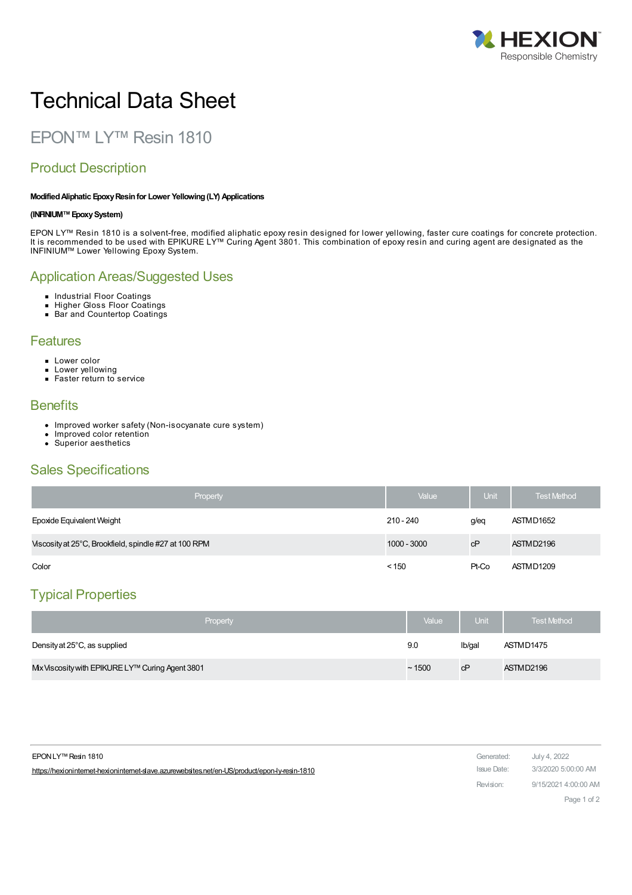HEXION
Responsible Chemistry

# Technical Data Sheet

## EPON™ LY™ Resin 1810

## Product Description

**Modified Aliphatic Epoxy Resin for Lower Yellowing (LY) Applications**

**(INFINIUM™ Epoxy System)**

EPON LY™ Resin 1810 is a solvent-free, modified aliphatic epoxy resin designed for lower yellowing, faster cure coatings for concrete protection. It is recommended to be used with EPIKURE LY™ Curing Agent 3801. This combination of epoxy resin and curing agent are designated as the INFINIUM™ Lower Yellowing Epoxy System.

## Application Areas/Suggested Uses

- Industrial Floor Coatings
- Higher Gloss Floor Coatings
- Bar and Countertop Coatings

## Features

- Lower color
- Lower yellowing
- Faster return to service

## Benefits

- Improved worker safety (Non-isocyanate cure system)
- Improved color retention
- Superior aesthetics

## Sales Specifications

| Property | Value | Unit | Test Method |
|---|---|---|---|
| Epoxide Equivalent Weight | 210 - 240 | g/eq | ASTM D1652 |
| Viscosity at 25°C, Brookfield, spindle #27 at 100 RPM | 1000 - 3000 | cP | ASTM D2196 |
| Color | < 150 | Pt-Co | ASTM D1209 |

## Typical Properties

| Property | Value | Unit | Test Method |
|---|---|---|---|
| Density at 25°C, as supplied | 9.0 | lb/gal | ASTM D1475 |
| Mix Viscosity with EPIKURE LY™ Curing Agent 3801 | ~ 1500 | cP | ASTM D2196 |

EPON LY™ Resin 1810
https://hexioninternet-hexioninternet-slave.azurewebsites.net/en-US/product/epon-ly-resin-1810

Generated: July 4, 2022
Issue Date: 3/3/2020 5:00:00 AM
Revision: 9/15/2021 4:00:00 AM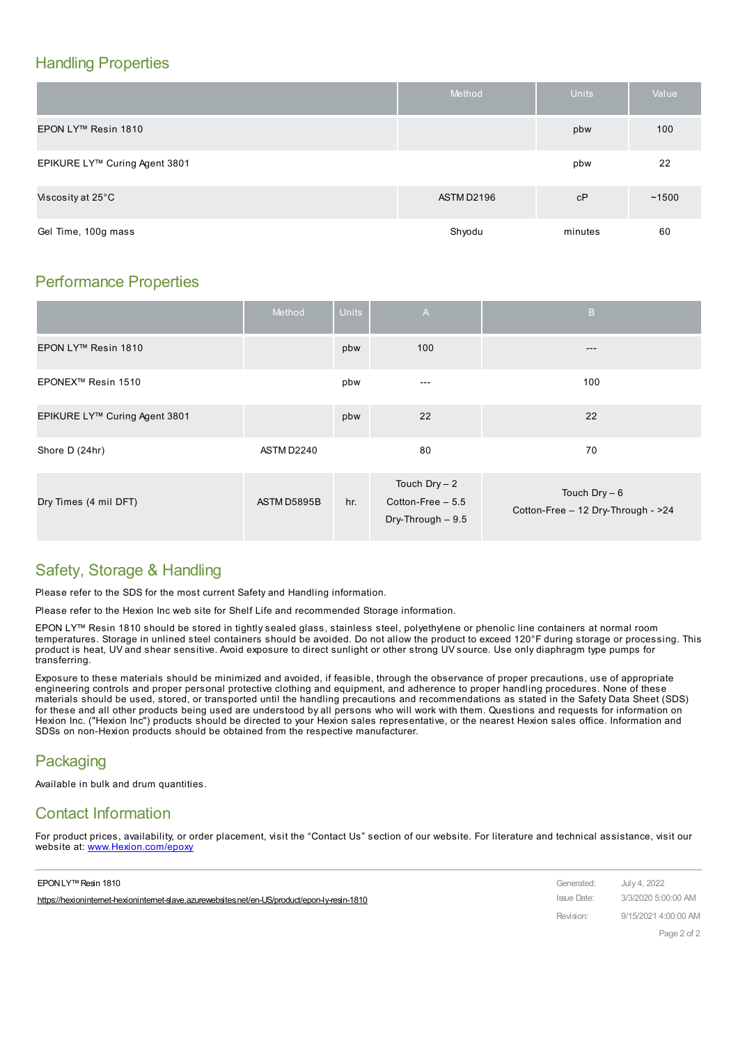## Handling Properties

| | Method | Units | Value |
|---|---|---|---|
| EPON LY™ Resin 1810 | | pbw | 100 |
| EPIKURE LY™ Curing Agent 3801 | | pbw | 22 |
| Viscosity at 25°C | ASTM D2196 | cP | ~1500 |
| Gel Time, 100g mass | Shyodu | minutes | 60 |

## Performance Properties

| | Method | Units | A | B |
|---|---|---|---|---|
| EPON LY™ Resin 1810 | | pbw | 100 | --- |
| EPONEX™ Resin 1510 | | pbw | --- | 100 |
| EPIKURE LY™ Curing Agent 3801 | | pbw | 22 | 22 |
| Shore D (24hr) | ASTM D2240 | | 80 | 70 |
| Dry Times (4 mil DFT) | ASTM D5895B | hr. | Touch Dry – 2<br>Cotton-Free – 5.5<br>Dry-Through – 9.5 | Touch Dry – 6<br>Cotton-Free – 12 Dry-Through - >24 |

## Safety, Storage & Handling

Please refer to the SDS for the most current Safety and Handling information.

Please refer to the Hexion Inc web site for Shelf Life and recommended Storage information.

EPON LY™ Resin 1810 should be stored in tightly sealed glass, stainless steel, polyethylene or phenolic line containers at normal room temperatures. Storage in unlined steel containers should be avoided. Do not allow the product to exceed 120°F during storage or processing. This product is heat, UV and shear sensitive. Avoid exposure to direct sunlight or other strong UV source. Use only diaphragm type pumps for transferring.

Exposure to these materials should be minimized and avoided, if feasible, through the observance of proper precautions, use of appropriate engineering controls and proper personal protective clothing and equipment, and adherence to proper handling procedures. None of these materials should be used, stored, or transported until the handling precautions and recommendations as stated in the Safety Data Sheet (SDS) for these and all other products being used are understood by all persons who will work with them. Questions and requests for information on Hexion Inc. ("Hexion Inc") products should be directed to your Hexion sales representative, or the nearest Hexion sales office. Information and SDSs on non-Hexion products should be obtained from the respective manufacturer.

## Packaging

Available in bulk and drum quantities.

## Contact Information

For product prices, availability, or order placement, visit the "Contact Us" section of our website. For literature and technical assistance, visit our website at: [www.Hexion.com/epoxy](www.Hexion.com/epoxy)

EPON LY™ Resin 1810
https://hexioninternet-hexioninternet-slave.azurewebsites.net/en-US/product/epon-ly-resin-1810

Generated: July 4, 2022
Issue Date: 3/3/2020 5:00:00 AM
Revision: 9/15/2021 4:00:00 AM